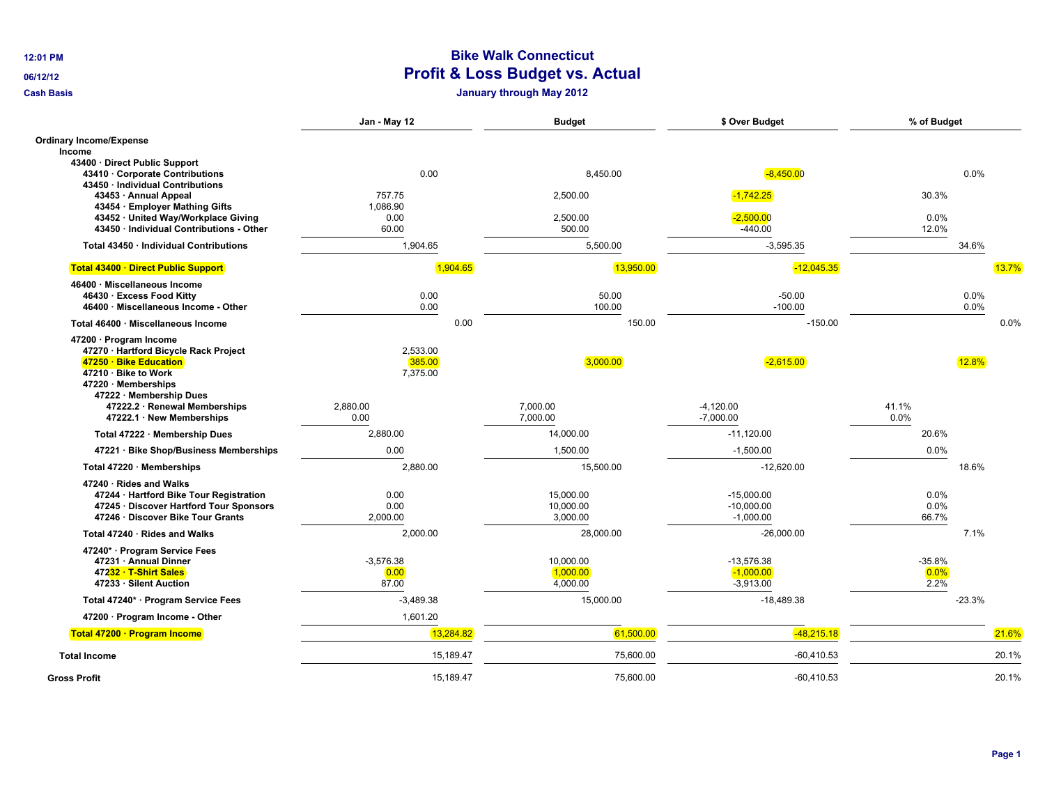# Bike Walk Connecticut

## Profit & Loss Budget vs. Actual

### January through May 2012

12:01 PM

06/12/12

Cash Basis

| | Jan - May 12 | Budget | $ Over Budget | % of Budget |
|---|---|---|---|---|
| **Ordinary Income/Expense** | | | | |
| **Income** | | | | |
| **43400 · Direct Public Support** | | | | |
| **43410 · Corporate Contributions** | 0.00 | 8,450.00 | -8,450.00 | 0.0% |
| **43450 · Individual Contributions** | | | | |
| **43453 · Annual Appeal** | 757.75 | 2,500.00 | -1,742.25 | 30.3% |
| **43454 · Employer Mathing Gifts** | 1,086.90 | | | |
| **43452 · United Way/Workplace Giving** | 0.00 | 2,500.00 | -2,500.00 | 0.0% |
| **43450 · Individual Contributions - Other** | 60.00 | 500.00 | -440.00 | 12.0% |
| **Total 43450 · Individual Contributions** | 1,904.65 | 5,500.00 | -3,595.35 | 34.6% |
| **Total 43400 · Direct Public Support** | 1,904.65 | 13,950.00 | -12,045.35 | 13.7% |
| **46400 · Miscellaneous Income** | | | | |
| **46430 · Excess Food Kitty** | 0.00 | 50.00 | -50.00 | 0.0% |
| **46400 · Miscellaneous Income - Other** | 0.00 | 100.00 | -100.00 | 0.0% |
| **Total 46400 · Miscellaneous Income** | 0.00 | 150.00 | -150.00 | 0.0% |
| **47200 · Program Income** | | | | |
| **47270 · Hartford Bicycle Rack Project** | 2,533.00 | | | |
| **47250 · Bike Education** | 385.00 | 3,000.00 | -2,615.00 | 12.8% |
| **47210 · Bike to Work** | 7,375.00 | | | |
| **47220 · Memberships** | | | | |
| **47222 · Membership Dues** | | | | |
| **47222.2 · Renewal Memberships** | 2,880.00 | 7,000.00 | -4,120.00 | 41.1% |
| **47222.1 · New Memberships** | 0.00 | 7,000.00 | -7,000.00 | 0.0% |
| **Total 47222 · Membership Dues** | 2,880.00 | 14,000.00 | -11,120.00 | 20.6% |
| **47221 · Bike Shop/Business Memberships** | 0.00 | 1,500.00 | -1,500.00 | 0.0% |
| **Total 47220 · Memberships** | 2,880.00 | 15,500.00 | -12,620.00 | 18.6% |
| **47240 · Rides and Walks** | | | | |
| **47244 · Hartford Bike Tour Registration** | 0.00 | 15,000.00 | -15,000.00 | 0.0% |
| **47245 · Discover Hartford Tour Sponsors** | 0.00 | 10,000.00 | -10,000.00 | 0.0% |
| **47246 · Discover Bike Tour Grants** | 2,000.00 | 3,000.00 | -1,000.00 | 66.7% |
| **Total 47240 · Rides and Walks** | 2,000.00 | 28,000.00 | -26,000.00 | 7.1% |
| **47240* · Program Service Fees** | | | | |
| **47231 · Annual Dinner** | -3,576.38 | 10,000.00 | -13,576.38 | -35.8% |
| **47232 · T-Shirt Sales** | 0.00 | 1,000.00 | -1,000.00 | 0.0% |
| **47233 · Silent Auction** | 87.00 | 4,000.00 | -3,913.00 | 2.2% |
| **Total 47240* · Program Service Fees** | -3,489.38 | 15,000.00 | -18,489.38 | -23.3% |
| **47200 · Program Income - Other** | 1,601.20 | | | |
| **Total 47200 · Program Income** | 13,284.82 | 61,500.00 | -48,215.18 | 21.6% |
| **Total Income** | 15,189.47 | 75,600.00 | -60,410.53 | 20.1% |
| **Gross Profit** | 15,189.47 | 75,600.00 | -60,410.53 | 20.1% |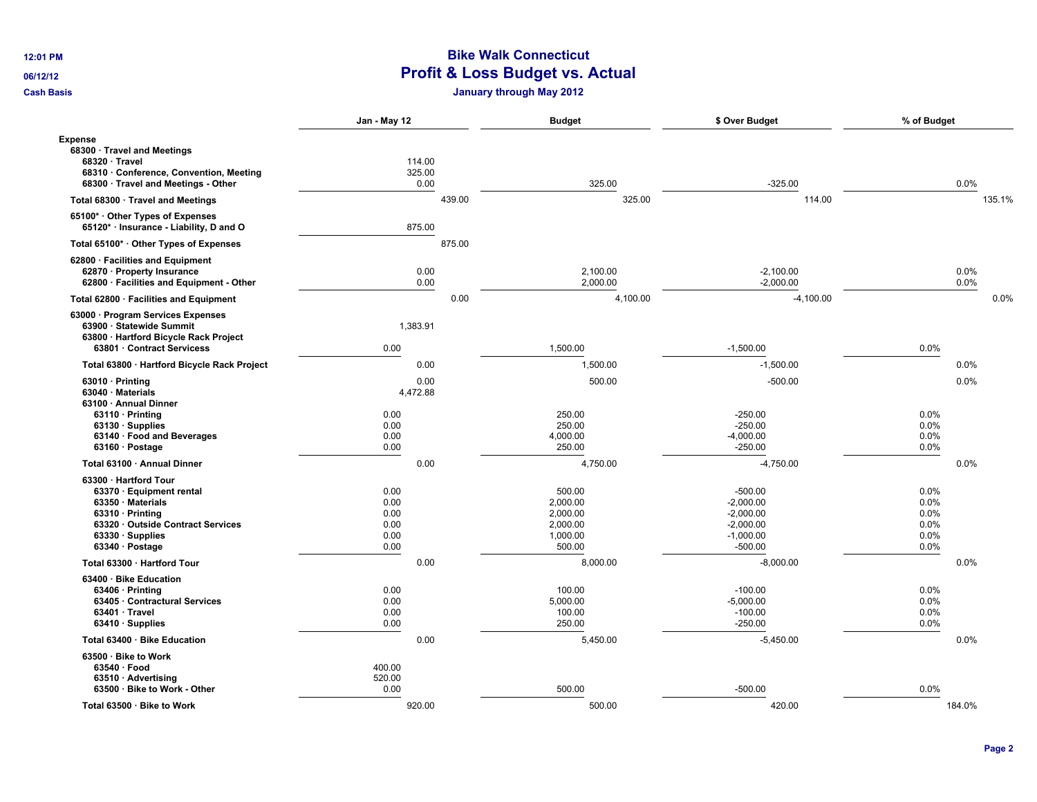# Bike Walk Connecticut

## Profit & Loss Budget vs. Actual

### January through May 2012

12:01 PM
06/12/12
Cash Basis

| | Jan - May 12 | Budget | $ Over Budget | % of Budget |
|---|---|---|---|---|
| **Expense** | | | | |
| **68300 · Travel and Meetings** | | | | |
| 68320 · Travel | 114.00 | | | |
| 68310 · Conference, Convention, Meeting | 325.00 | | | |
| 68300 · Travel and Meetings - Other | 0.00 | 325.00 | -325.00 | 0.0% |
| **Total 68300 · Travel and Meetings** | 439.00 | 325.00 | 114.00 | 135.1% |
| **65100* · Other Types of Expenses** | | | | |
| 65120* · Insurance - Liability, D and O | 875.00 | | | |
| **Total 65100* · Other Types of Expenses** | 875.00 | | | |
| **62800 · Facilities and Equipment** | | | | |
| 62870 · Property Insurance | 0.00 | 2,100.00 | -2,100.00 | 0.0% |
| 62800 · Facilities and Equipment - Other | 0.00 | 2,000.00 | -2,000.00 | 0.0% |
| **Total 62800 · Facilities and Equipment** | 0.00 | 4,100.00 | -4,100.00 | 0.0% |
| **63000 · Program Services Expenses** | | | | |
| 63900 · Statewide Summit | 1,383.91 | | | |
| 63800 · Hartford Bicycle Rack Project | | | | |
| 63801 · Contract Servicess | 0.00 | 1,500.00 | -1,500.00 | 0.0% |
| **Total 63800 · Hartford Bicycle Rack Project** | 0.00 | 1,500.00 | -1,500.00 | 0.0% |
| 63010 · Printing | 0.00 | 500.00 | -500.00 | 0.0% |
| 63040 · Materials | 4,472.88 | | | |
| 63100 · Annual Dinner | | | | |
| 63110 · Printing | 0.00 | 250.00 | -250.00 | 0.0% |
| 63130 · Supplies | 0.00 | 250.00 | -250.00 | 0.0% |
| 63140 · Food and Beverages | 0.00 | 4,000.00 | -4,000.00 | 0.0% |
| 63160 · Postage | 0.00 | 250.00 | -250.00 | 0.0% |
| **Total 63100 · Annual Dinner** | 0.00 | 4,750.00 | -4,750.00 | 0.0% |
| 63300 · Hartford Tour | | | | |
| 63370 · Equipment rental | 0.00 | 500.00 | -500.00 | 0.0% |
| 63350 · Materials | 0.00 | 2,000.00 | -2,000.00 | 0.0% |
| 63310 · Printing | 0.00 | 2,000.00 | -2,000.00 | 0.0% |
| 63320 · Outside Contract Services | 0.00 | 2,000.00 | -2,000.00 | 0.0% |
| 63330 · Supplies | 0.00 | 1,000.00 | -1,000.00 | 0.0% |
| 63340 · Postage | 0.00 | 500.00 | -500.00 | 0.0% |
| **Total 63300 · Hartford Tour** | 0.00 | 8,000.00 | -8,000.00 | 0.0% |
| 63400 · Bike Education | | | | |
| 63406 · Printing | 0.00 | 100.00 | -100.00 | 0.0% |
| 63405 · Contractural Services | 0.00 | 5,000.00 | -5,000.00 | 0.0% |
| 63401 · Travel | 0.00 | 100.00 | -100.00 | 0.0% |
| 63410 · Supplies | 0.00 | 250.00 | -250.00 | 0.0% |
| **Total 63400 · Bike Education** | 0.00 | 5,450.00 | -5,450.00 | 0.0% |
| 63500 · Bike to Work | | | | |
| 63540 · Food | 400.00 | | | |
| 63510 · Advertising | 520.00 | | | |
| 63500 · Bike to Work - Other | 0.00 | 500.00 | -500.00 | 0.0% |
| **Total 63500 · Bike to Work** | 920.00 | 500.00 | 420.00 | 184.0% |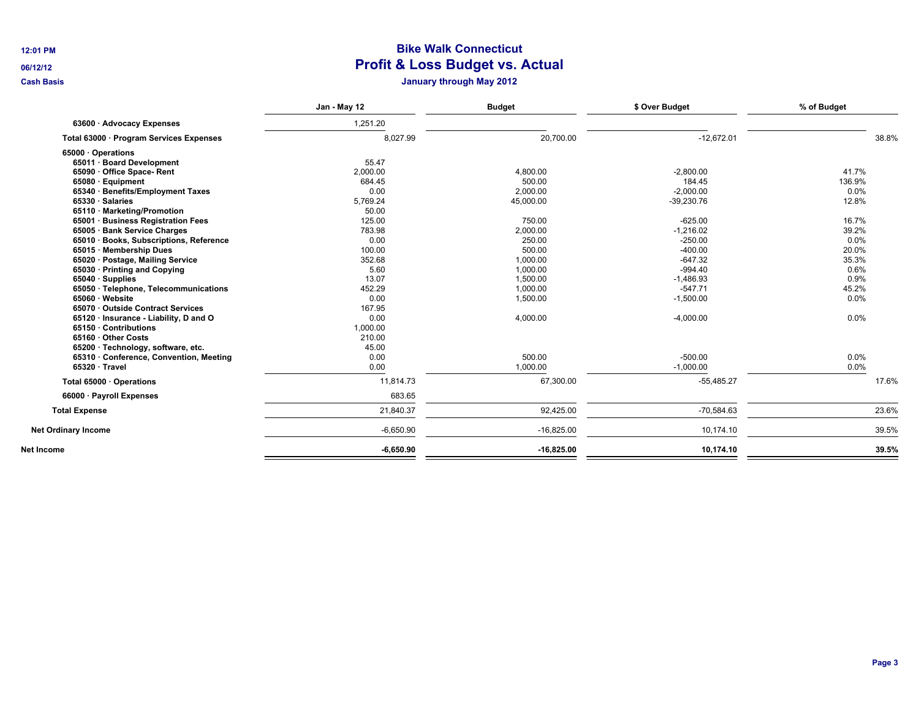# Bike Walk Connecticut

## Profit & Loss Budget vs. Actual

### January through May 2012

12:01 PM
06/12/12
Cash Basis

| | Jan - May 12 | Budget | $ Over Budget | % of Budget |
|---|---|---|---|---|
| 63600 · Advocacy Expenses | 1,251.20 | | | |
| Total 63000 · Program Services Expenses | 8,027.99 | 20,700.00 | -12,672.01 | 38.8% |
| 65000 · Operations | | | | |
| 65011 · Board Development | 55.47 | | | |
| 65090 · Office Space- Rent | 2,000.00 | 4,800.00 | -2,800.00 | 41.7% |
| 65080 · Equipment | 684.45 | 500.00 | 184.45 | 136.9% |
| 65340 · Benefits/Employment Taxes | 0.00 | 2,000.00 | -2,000.00 | 0.0% |
| 65330 · Salaries | 5,769.24 | 45,000.00 | -39,230.76 | 12.8% |
| 65110 · Marketing/Promotion | 50.00 | | | |
| 65001 · Business Registration Fees | 125.00 | 750.00 | -625.00 | 16.7% |
| 65005 · Bank Service Charges | 783.98 | 2,000.00 | -1,216.02 | 39.2% |
| 65010 · Books, Subscriptions, Reference | 0.00 | 250.00 | -250.00 | 0.0% |
| 65015 · Membership Dues | 100.00 | 500.00 | -400.00 | 20.0% |
| 65020 · Postage, Mailing Service | 352.68 | 1,000.00 | -647.32 | 35.3% |
| 65030 · Printing and Copying | 5.60 | 1,000.00 | -994.40 | 0.6% |
| 65040 · Supplies | 13.07 | 1,500.00 | -1,486.93 | 0.9% |
| 65050 · Telephone, Telecommunications | 452.29 | 1,000.00 | -547.71 | 45.2% |
| 65060 · Website | 0.00 | 1,500.00 | -1,500.00 | 0.0% |
| 65070 · Outside Contract Services | 167.95 | | | |
| 65120 · Insurance - Liability, D and O | 0.00 | 4,000.00 | -4,000.00 | 0.0% |
| 65150 · Contributions | 1,000.00 | | | |
| 65160 · Other Costs | 210.00 | | | |
| 65200 · Technology, software, etc. | 45.00 | | | |
| 65310 · Conference, Convention, Meeting | 0.00 | 500.00 | -500.00 | 0.0% |
| 65320 · Travel | 0.00 | 1,000.00 | -1,000.00 | 0.0% |
| Total 65000 · Operations | 11,814.73 | 67,300.00 | -55,485.27 | 17.6% |
| 66000 · Payroll Expenses | 683.65 | | | |
| Total Expense | 21,840.37 | 92,425.00 | -70,584.63 | 23.6% |
| Net Ordinary Income | -6,650.90 | -16,825.00 | 10,174.10 | 39.5% |
| **Net Income** | **-6,650.90** | **-16,825.00** | **10,174.10** | **39.5%** |